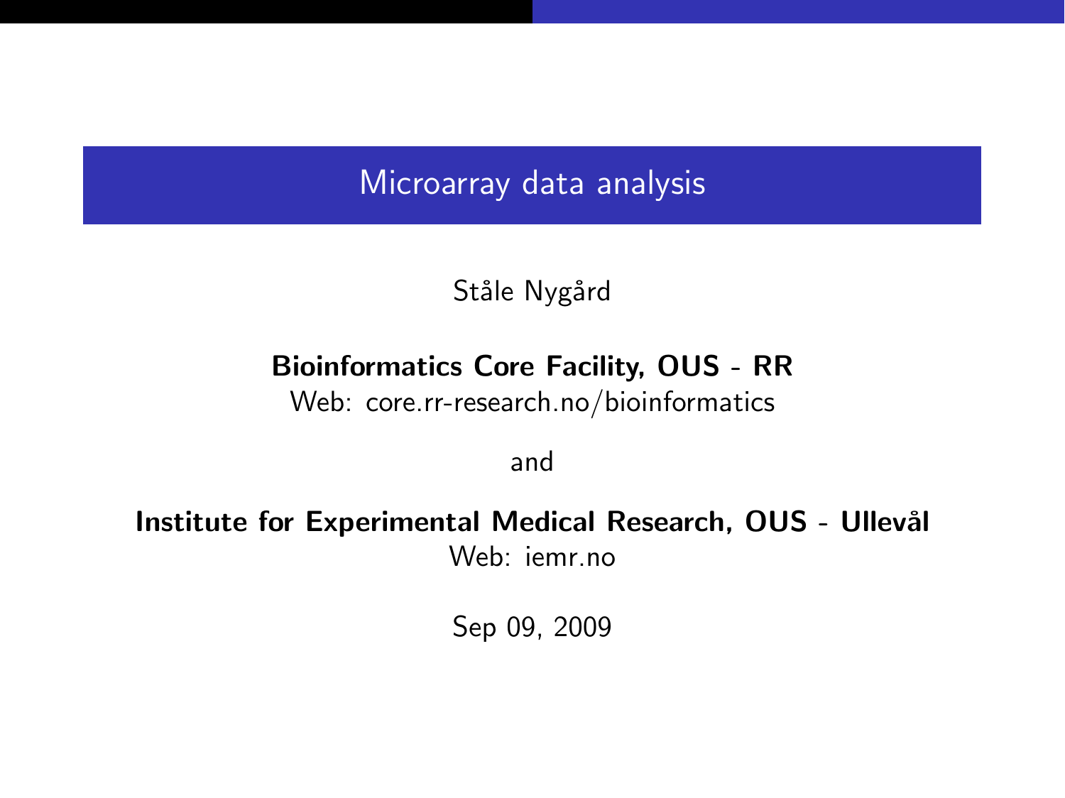# Microarray data analysis

Ståle Nygård

**Bioinformatics Core Facility, OUS - RR**
Web: core.rr-research.no/bioinformatics

and

**Institute for Experimental Medical Research, OUS - Ullevål**
Web: iemr.no

Sep 09, 2009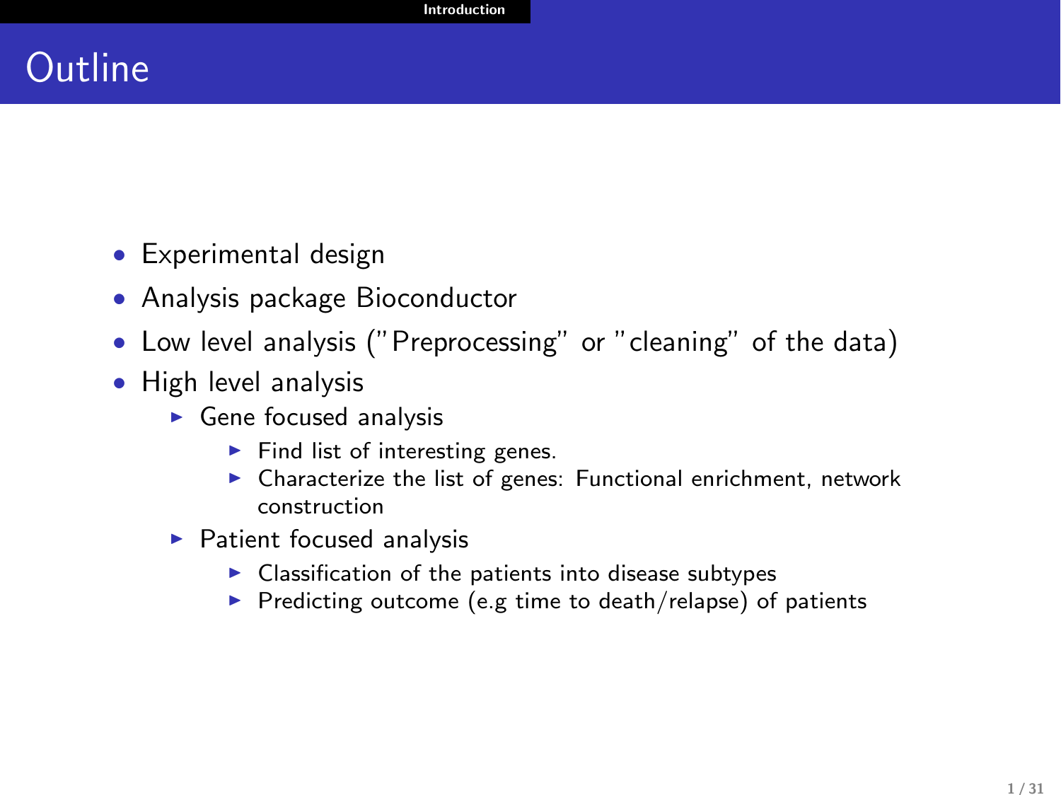# Outline

- Experimental design
- Analysis package Bioconductor
- Low level analysis ("Preprocessing" or "cleaning" of the data)
- High level analysis
  - Gene focused analysis
    - Find list of interesting genes.
    - Characterize the list of genes: Functional enrichment, network construction
  - Patient focused analysis
    - Classification of the patients into disease subtypes
    - Predicting outcome (e.g time to death/relapse) of patients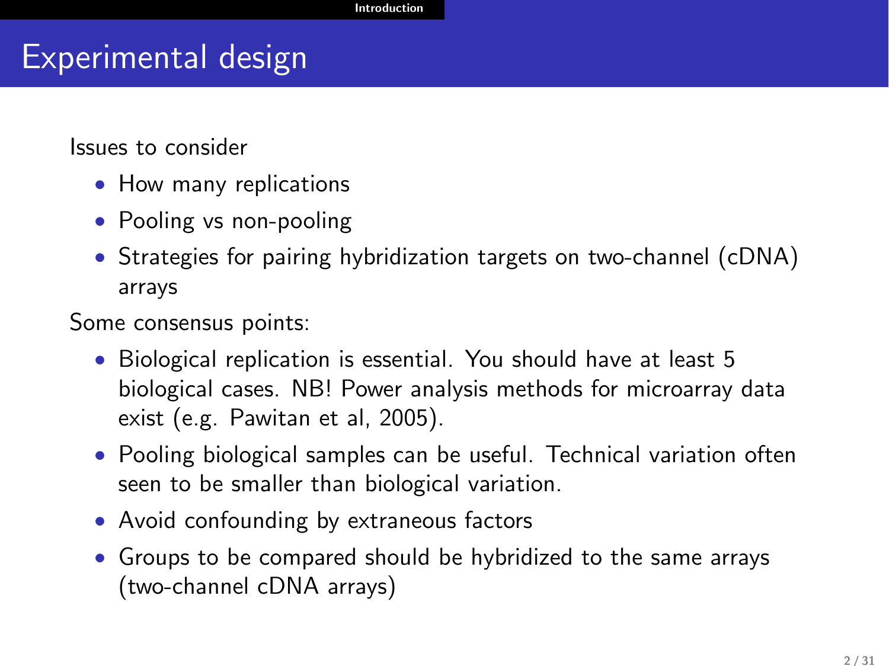# Experimental design

Issues to consider

- How many replications
- Pooling vs non-pooling
- Strategies for pairing hybridization targets on two-channel (cDNA) arrays

Some consensus points:

- Biological replication is essential. You should have at least 5 biological cases. NB! Power analysis methods for microarray data exist (e.g. Pawitan et al, 2005).
- Pooling biological samples can be useful. Technical variation often seen to be smaller than biological variation.
- Avoid confounding by extraneous factors
- Groups to be compared should be hybridized to the same arrays (two-channel cDNA arrays)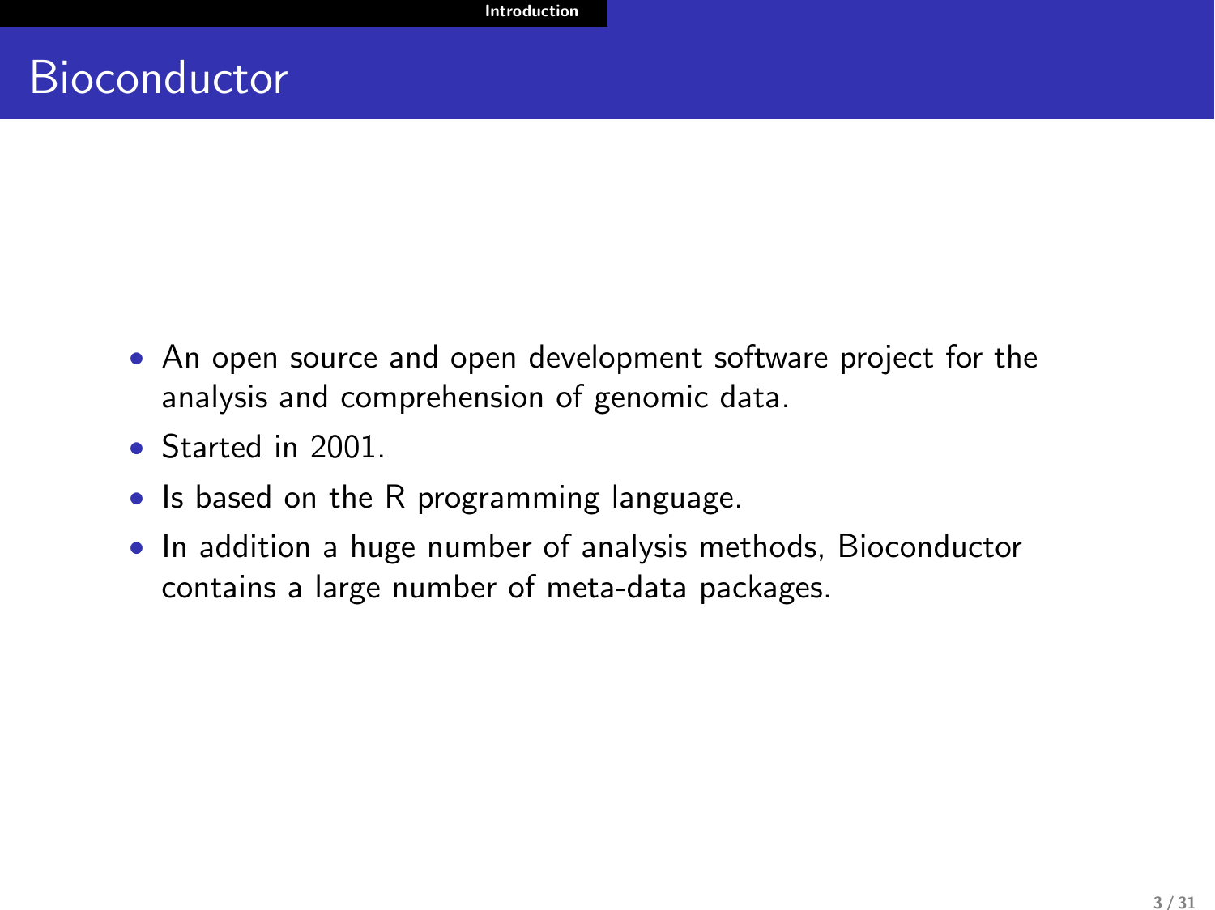# Bioconductor

- An open source and open development software project for the analysis and comprehension of genomic data.
- Started in 2001.
- Is based on the R programming language.
- In addition a huge number of analysis methods, Bioconductor contains a large number of meta-data packages.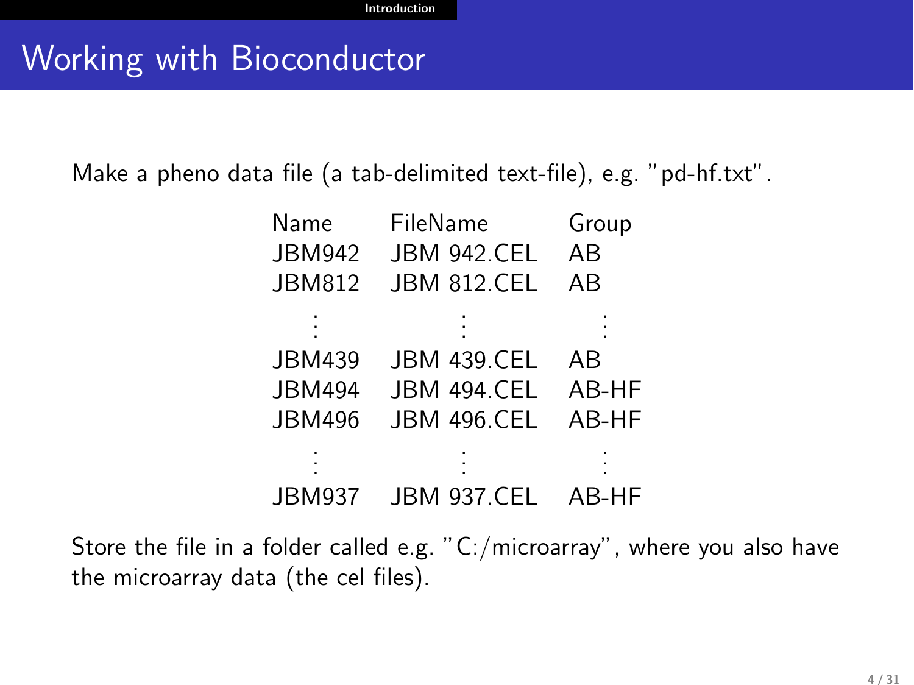# Working with Bioconductor

Make a pheno data file (a tab-delimited text-file), e.g. "pd-hf.txt".

| Name | FileName | Group |
|---|---|---|
| JBM942 | JBM 942.CEL | AB |
| JBM812 | JBM 812.CEL | AB |
| ⋮ | ⋮ | ⋮ |
| JBM439 | JBM 439.CEL | AB |
| JBM494 | JBM 494.CEL | AB-HF |
| JBM496 | JBM 496.CEL | AB-HF |
| ⋮ | ⋮ | ⋮ |
| JBM937 | JBM 937.CEL | AB-HF |

Store the file in a folder called e.g. "C:/microarray", where you also have the microarray data (the cel files).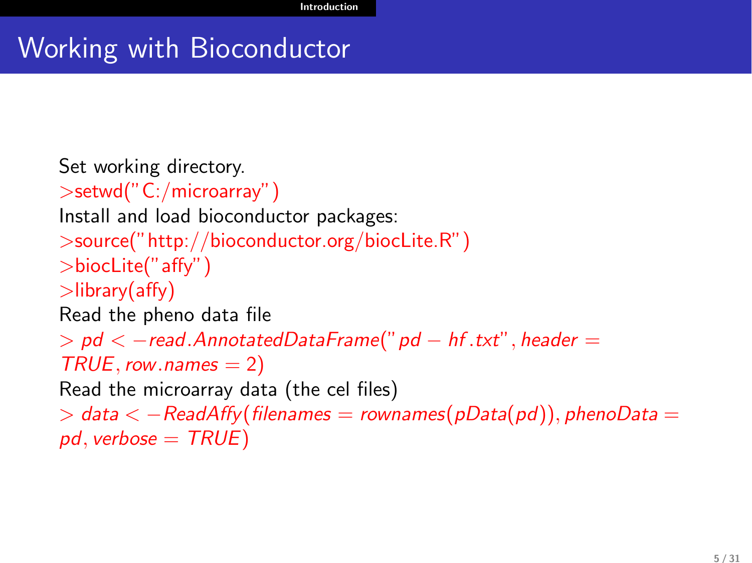# Working with Bioconductor

Set working directory.

```
>setwd("C:/microarray")
```

Install and load bioconductor packages:

```
>source("http://bioconductor.org/biocLite.R")
>biocLite("affy")
>library(affy)
```

Read the pheno data file

```
> pd <-read.AnnotatedDataFrame("pd-hf.txt", header = TRUE, row.names = 2)
```

Read the microarray data (the cel files)

```
> data <-ReadAffy(filenames = rownames(pData(pd)), phenoData = pd, verbose = TRUE)
```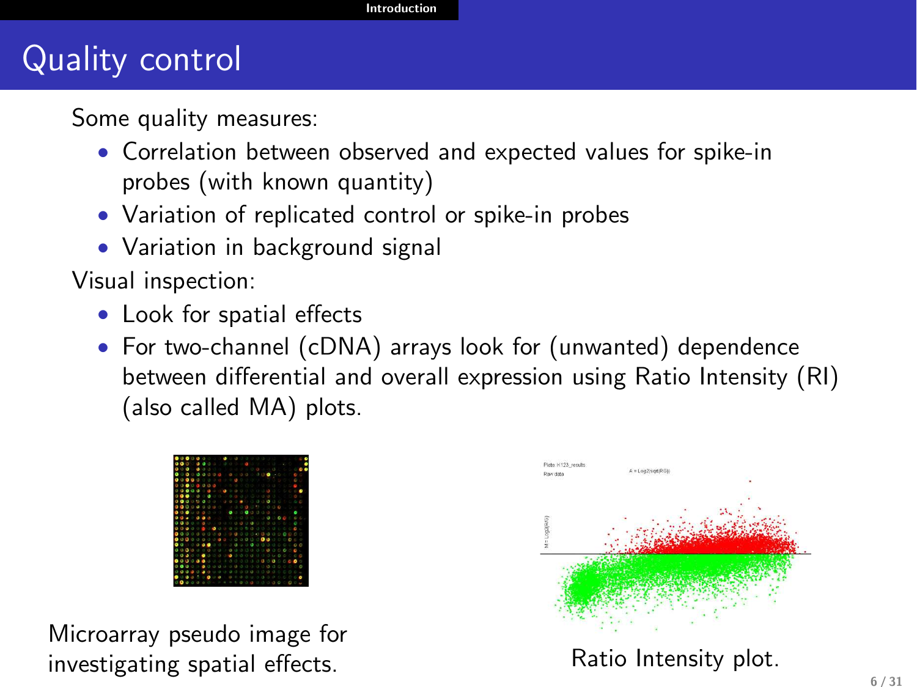# Quality control

Some quality measures:

- Correlation between observed and expected values for spike-in probes (with known quantity)
- Variation of replicated control or spike-in probes
- Variation in background signal

Visual inspection:

- Look for spatial effects
- For two-channel (cDNA) arrays look for (unwanted) dependence between differential and overall expression using Ratio Intensity (RI) (also called MA) plots.

Microarray pseudo image for investigating spatial effects.

Plate: K123_results
Raw data
A = Log2(sqrt(RG))
M = Log2(R/G)

Ratio Intensity plot.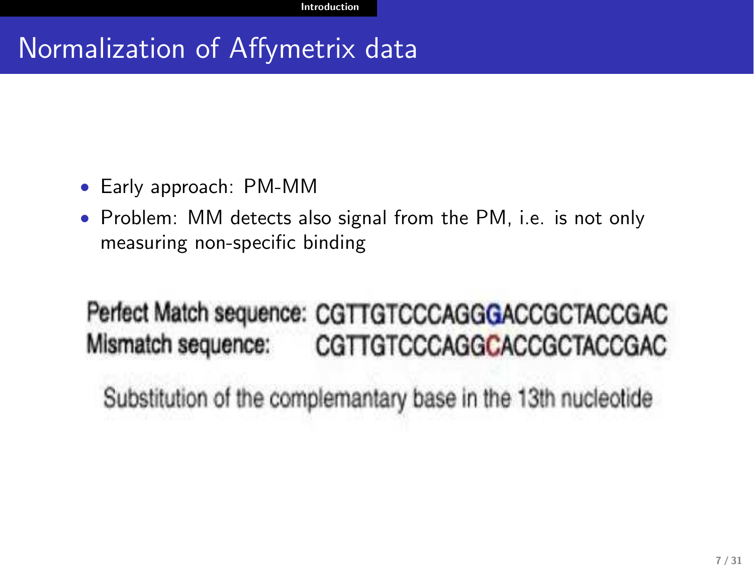# Normalization of Affymetrix data

- Early approach: PM-MM
- Problem: MM detects also signal from the PM, i.e. is not only measuring non-specific binding

Perfect Match sequence: CGTTGTCCCAGGGACCGCTACCGAC

Mismatch sequence: CGTTGTCCCAGGCACCGCTACCGAC

Substitution of the complemantary base in the 13th nucleotide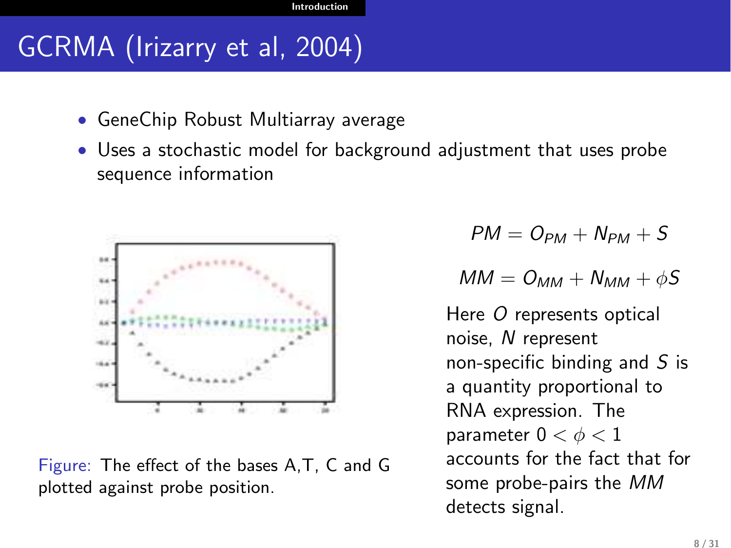# GCRMA (Irizarry et al, 2004)

- GeneChip Robust Multiarray average
- Uses a stochastic model for background adjustment that uses probe sequence information

Figure: The effect of the bases A,T, C and G plotted against probe position.

$$PM = O_{PM} + N_{PM} + S$$

$$MM = O_{MM} + N_{MM} + \phi S$$

Here $O$ represents optical noise, $N$ represent non-specific binding and $S$ is a quantity proportional to RNA expression. The parameter $0 < \phi < 1$ accounts for the fact that for some probe-pairs the $MM$ detects signal.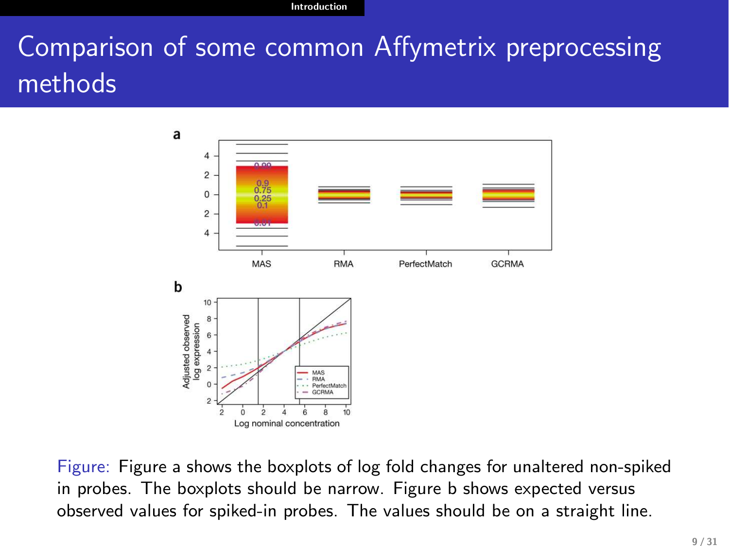# Comparison of some common Affymetrix preprocessing methods

a

4
2
0
2
4

0.99
0.9
0.75
0.25
0.1
0.01

MAS
RMA
PerfectMatch
GCRMA

b

Adjusted observed log expression

10
8
6
4
2
0
2

2
0
2
4
6
8
10

Log nominal concentration

MAS
RMA
PerfectMatch
GCRMA

Figure: Figure a shows the boxplots of log fold changes for unaltered non-spiked in probes. The boxplots should be narrow. Figure b shows expected versus observed values for spiked-in probes. The values should be on a straight line.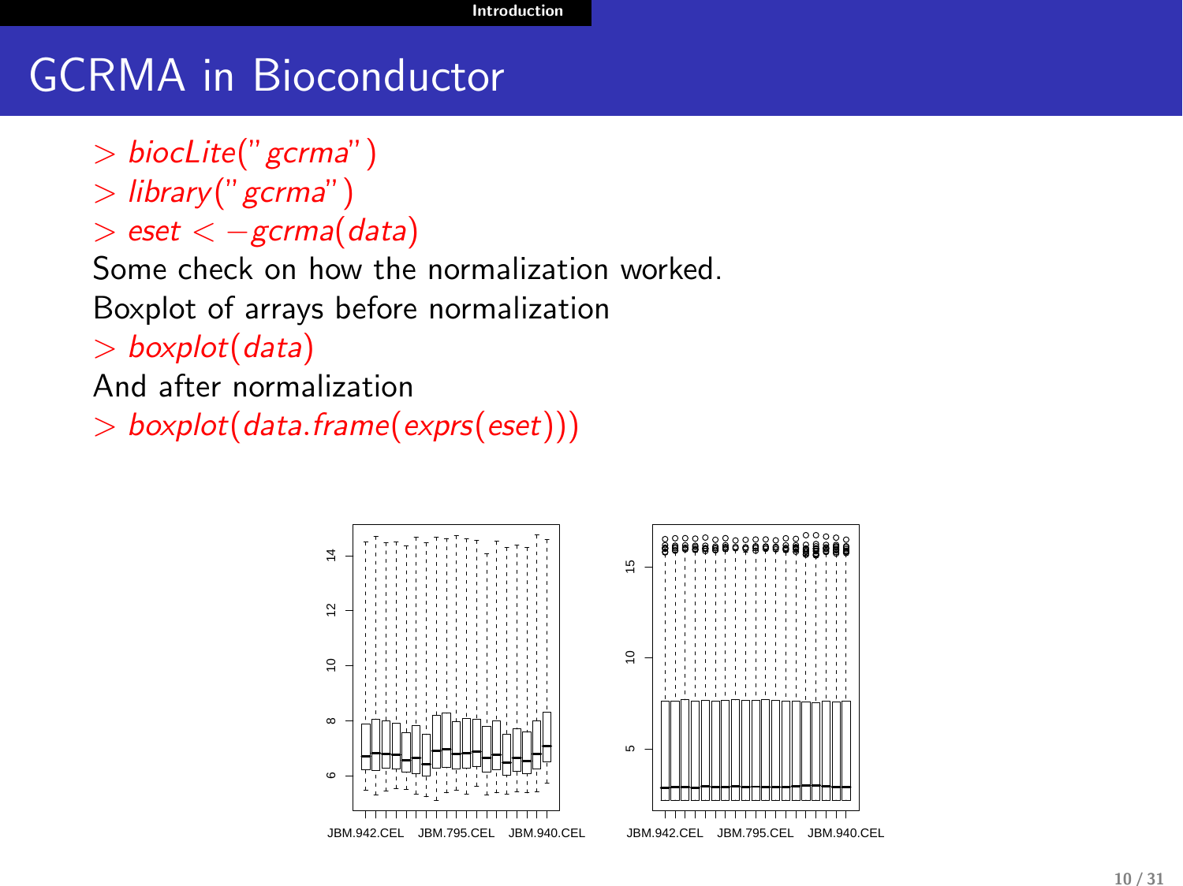# GCRMA in Bioconductor

```
> biocLite("gcrma")
> library("gcrma")
> eset <- gcrma(data)
```

Some check on how the normalization worked.

Boxplot of arrays before normalization

```
> boxplot(data)
```

And after normalization

```
> boxplot(data.frame(exprs(eset)))
```

14
12
10
8
6
JBM.942.CEL JBM.795.CEL JBM.940.CEL

15
10
5
JBM.942.CEL JBM.795.CEL JBM.940.CEL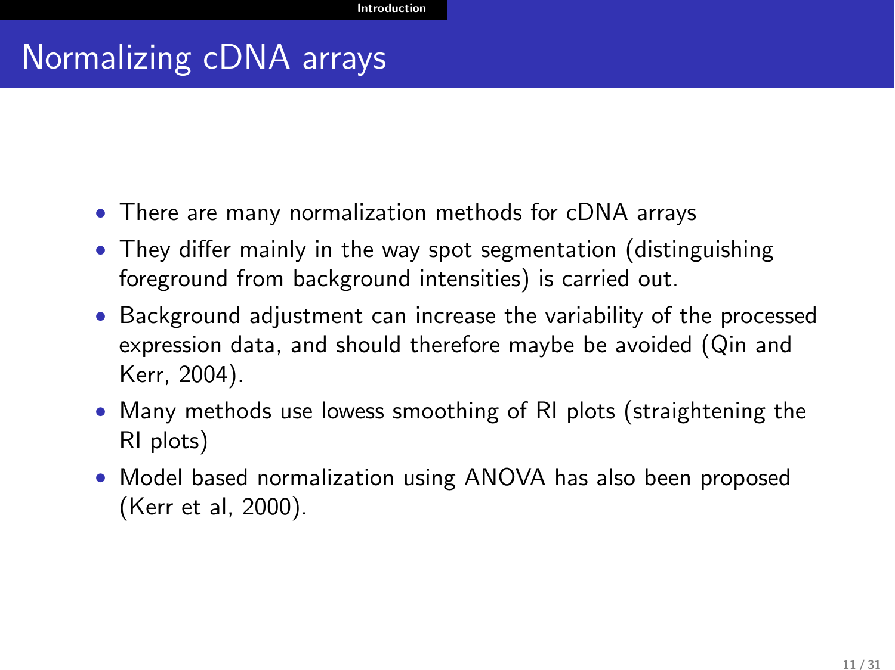# Normalizing cDNA arrays

- There are many normalization methods for cDNA arrays
- They differ mainly in the way spot segmentation (distinguishing foreground from background intensities) is carried out.
- Background adjustment can increase the variability of the processed expression data, and should therefore maybe be avoided (Qin and Kerr, 2004).
- Many methods use lowess smoothing of RI plots (straightening the RI plots)
- Model based normalization using ANOVA has also been proposed (Kerr et al, 2000).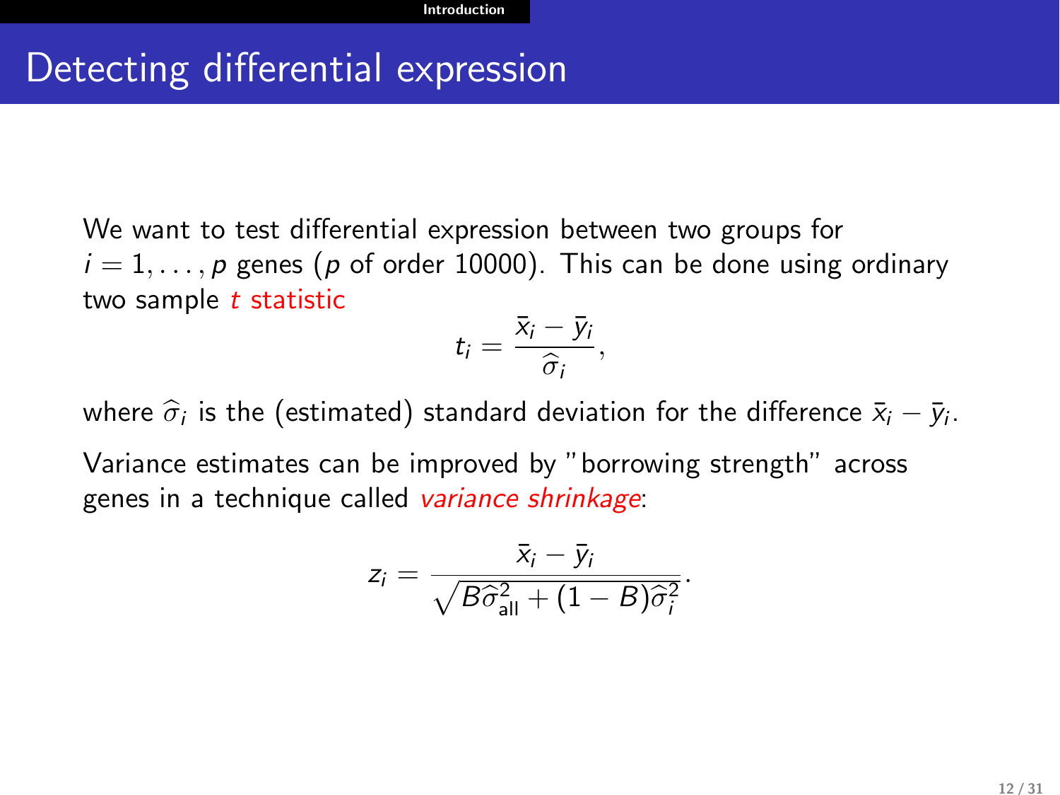# Detecting differential expression

We want to test differential expression between two groups for $i = 1, \ldots, p$ genes ($p$ of order 10000). This can be done using ordinary two sample *$t$ statistic*

$$t_i = \frac{\bar{x}_i - \bar{y}_i}{\widehat{\sigma}_i},$$

where $\widehat{\sigma}_i$ is the (estimated) standard deviation for the difference $\bar{x}_i - \bar{y}_i$.

Variance estimates can be improved by "borrowing strength" across genes in a technique called *variance shrinkage*:

$$z_i = \frac{\bar{x}_i - \bar{y}_i}{\sqrt{B\widehat{\sigma}^2_{\text{all}} + (1 - B)\widehat{\sigma}^2_i}}.$$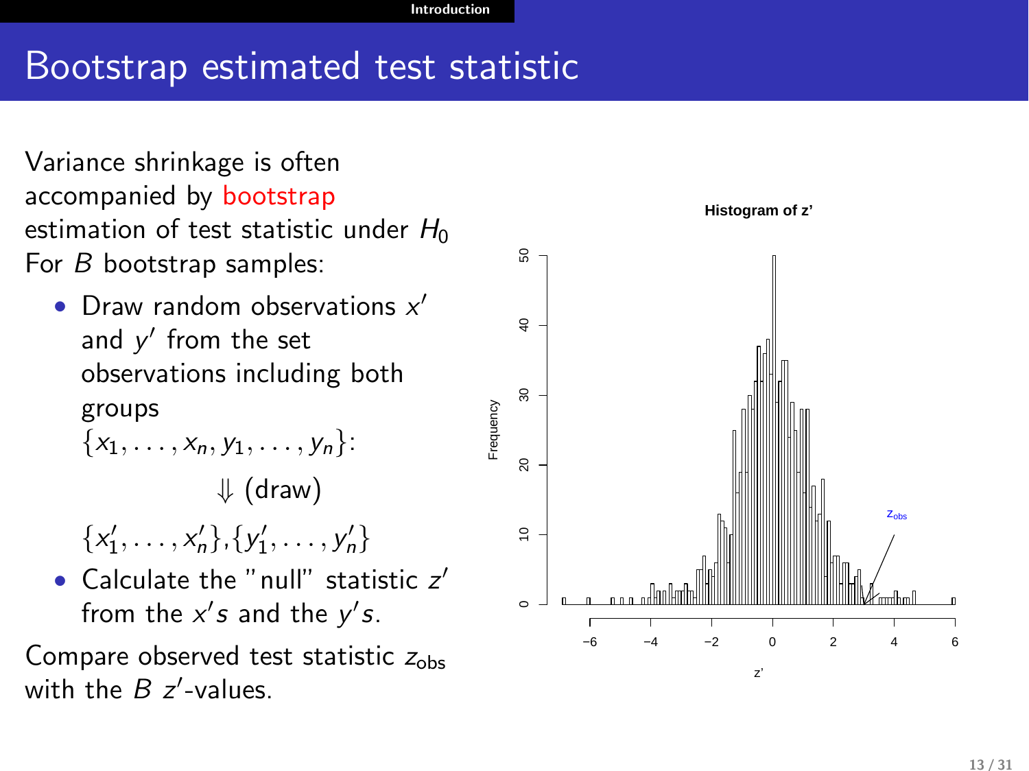# Bootstrap estimated test statistic

Variance shrinkage is often accompanied by bootstrap estimation of test statistic under $H_0$

For $B$ bootstrap samples:

- Draw random observations $x'$ and $y'$ from the set observations including both groups $\{x_1, \ldots, x_n, y_1, \ldots, y_n\}$:

$$\Downarrow \text{(draw)}$$

$$\{x'_1, \ldots, x'_n\}, \{y'_1, \ldots, y'_n\}$$

- Calculate the "null" statistic $z'$ from the $x's$ and the $y's$.

Compare observed test statistic $z_{\text{obs}}$ with the $B$ $z'$-values.

Histogram of z'

Frequency

0
10
20
30
40
50

−6
−4
−2
0
2
4
6

z'

$z_{obs}$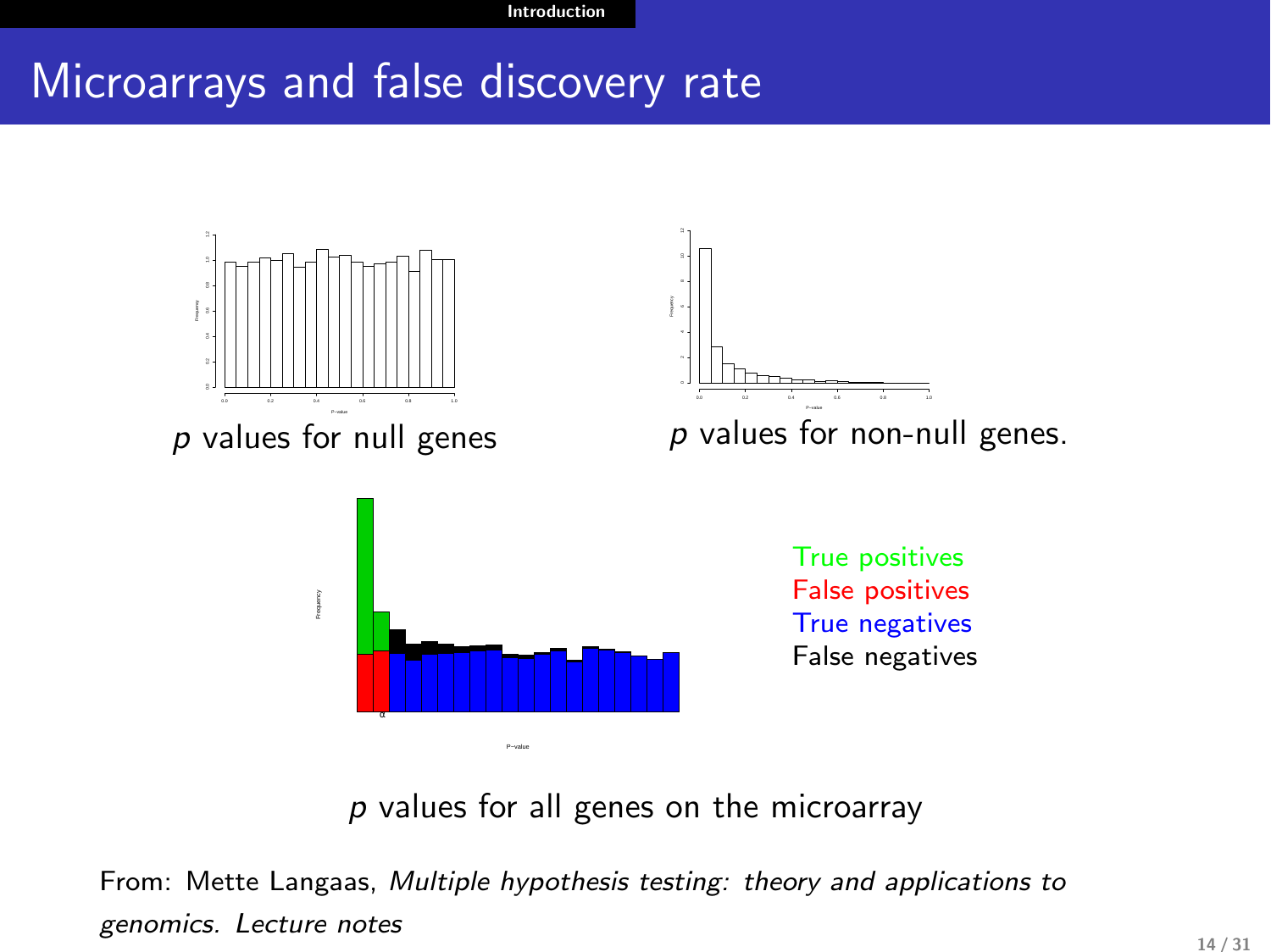# Microarrays and false discovery rate

Frequency

0.0 0.2 0.4 0.6 0.8 1.0 1.2

0.0 0.2 0.4 0.6 0.8 1.0

P−value

$p$ values for null genes

Frequency

0 2 4 6 8 10 12

0.0 0.2 0.4 0.6 0.8 1.0

P−value

$p$ values for non-null genes.

Frequency

α

P−value

True positives
False positives
True negatives
False negatives

$p$ values for all genes on the microarray

From: Mette Langaas, *Multiple hypothesis testing: theory and applications to genomics. Lecture notes*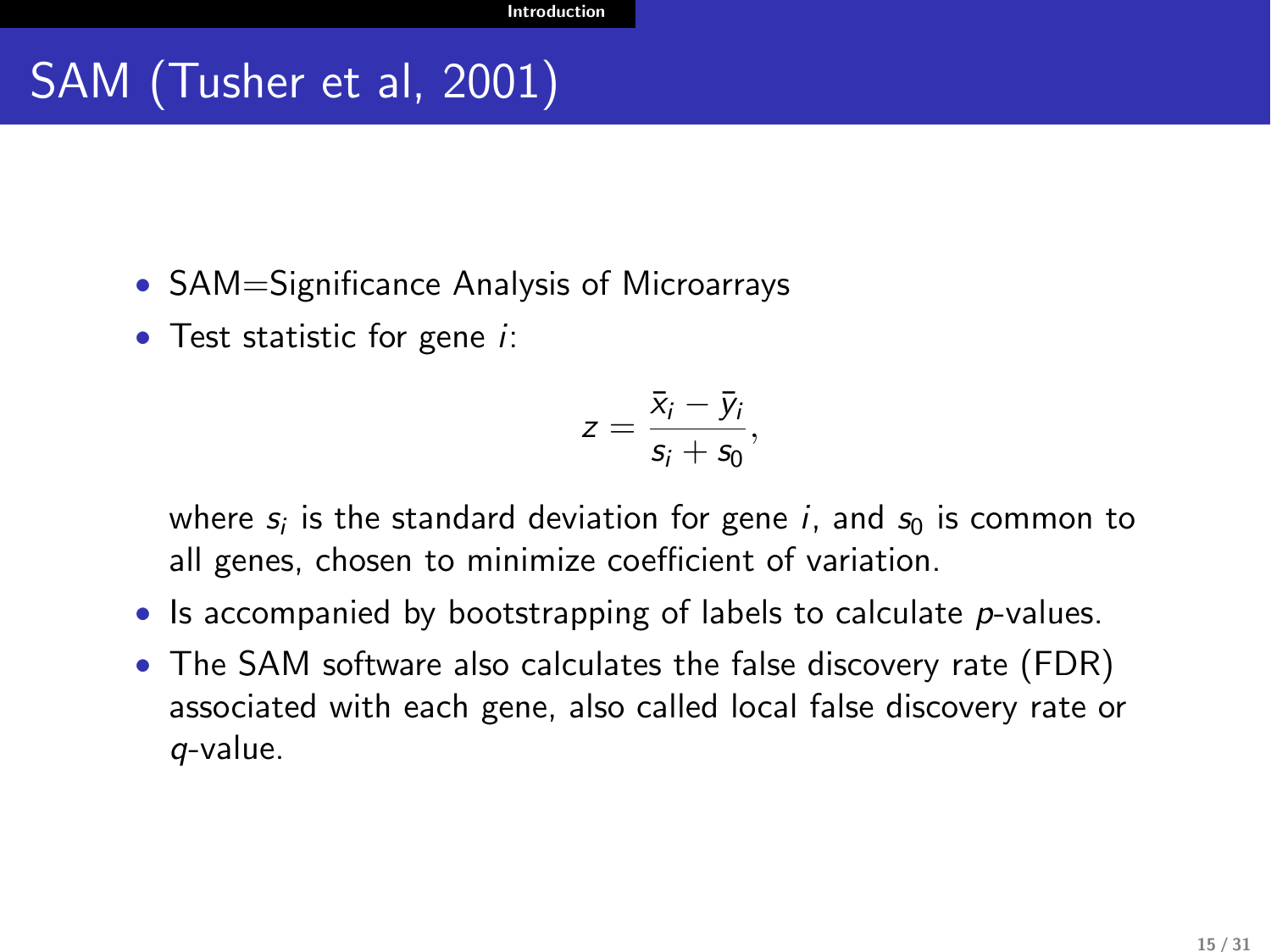# SAM (Tusher et al, 2001)

- SAM=Significance Analysis of Microarrays
- Test statistic for gene $i$:

$$z = \frac{\bar{x}_i - \bar{y}_i}{s_i + s_0},$$

  where $s_i$ is the standard deviation for gene $i$, and $s_0$ is common to all genes, chosen to minimize coefficient of variation.
- Is accompanied by bootstrapping of labels to calculate $p$-values.
- The SAM software also calculates the false discovery rate (FDR) associated with each gene, also called local false discovery rate or $q$-value.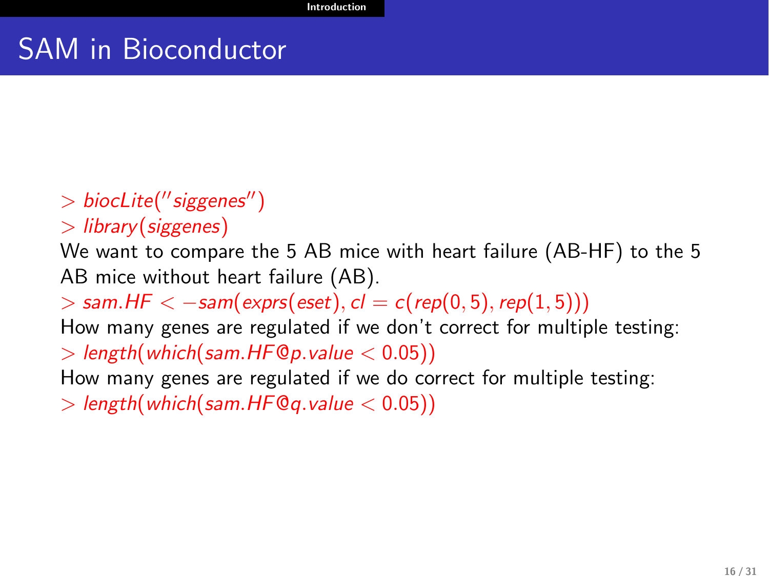# SAM in Bioconductor

```
> biocLite("siggenes")
> library(siggenes)
```

We want to compare the 5 AB mice with heart failure (AB-HF) to the 5 AB mice without heart failure (AB).

```
> sam.HF <- sam(exprs(eset), cl = c(rep(0, 5), rep(1, 5)))
```

How many genes are regulated if we don't correct for multiple testing:

```
> length(which(sam.HF@p.value < 0.05))
```

How many genes are regulated if we do correct for multiple testing:

```
> length(which(sam.HF@q.value < 0.05))
```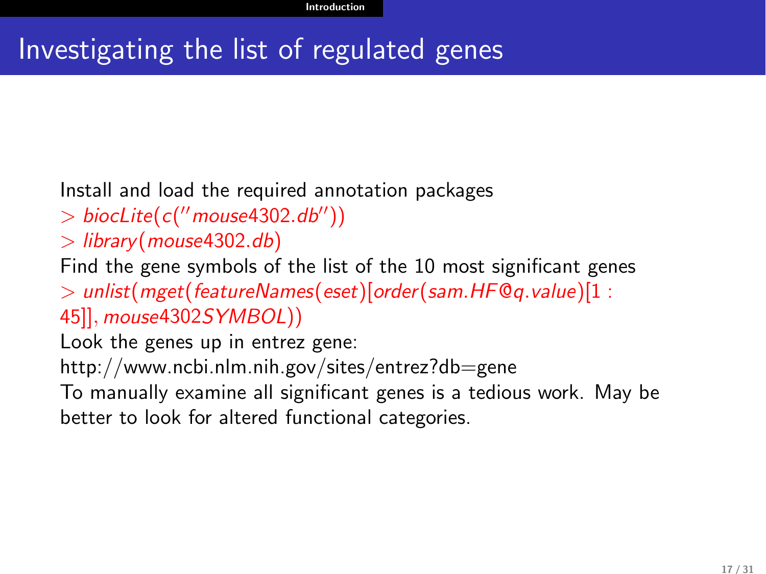# Investigating the list of regulated genes

Install and load the required annotation packages

```
> biocLite(c("mouse4302.db"))
> library(mouse4302.db)
```

Find the gene symbols of the list of the 10 most significant genes

```
> unlist(mget(featureNames(eset)[order(sam.HF@q.value)[1 :
45]], mouse4302SYMBOL))
```

Look the genes up in entrez gene:

http://www.ncbi.nlm.nih.gov/sites/entrez?db=gene

To manually examine all significant genes is a tedious work. May be better to look for altered functional categories.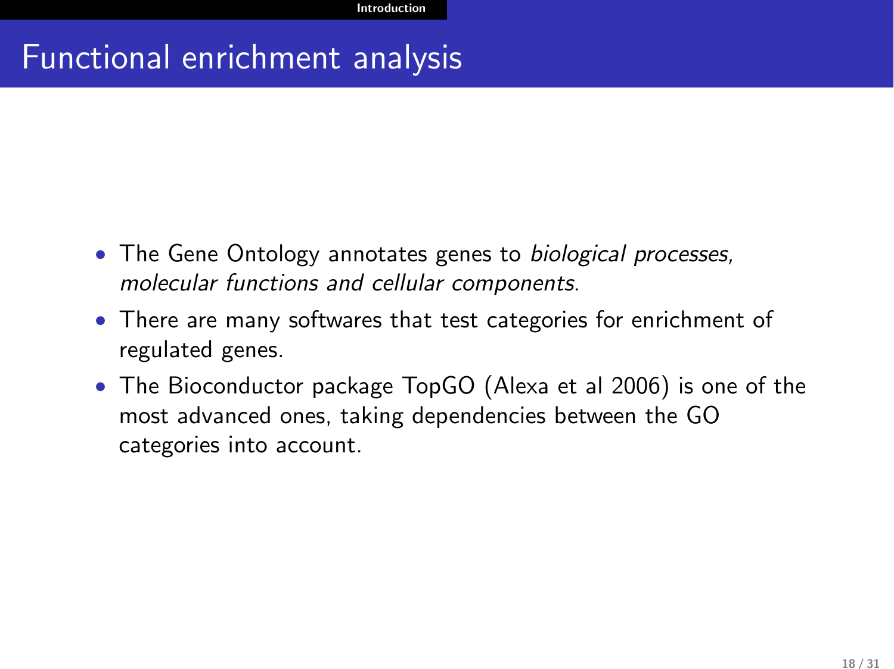# Functional enrichment analysis

- The Gene Ontology annotates genes to *biological processes, molecular functions and cellular components*.
- There are many softwares that test categories for enrichment of regulated genes.
- The Bioconductor package TopGO (Alexa et al 2006) is one of the most advanced ones, taking dependencies between the GO categories into account.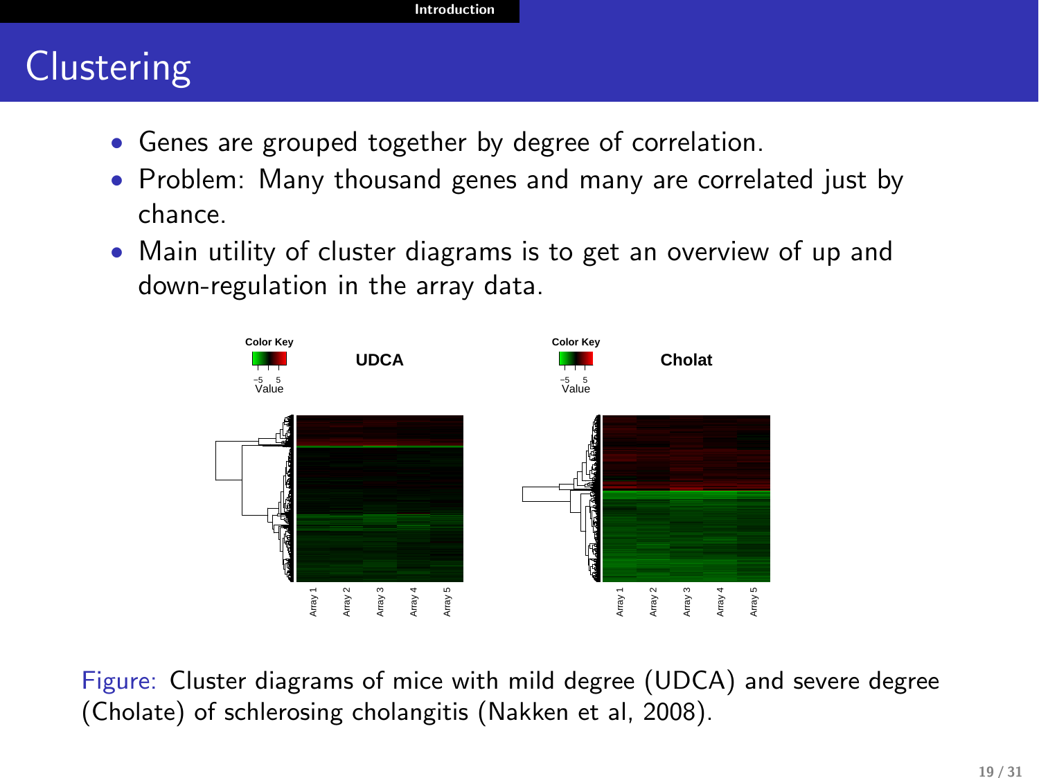# Clustering

- Genes are grouped together by degree of correlation.
- Problem: Many thousand genes and many are correlated just by chance.
- Main utility of cluster diagrams is to get an overview of up and down-regulation in the array data.

Color Key

−5 5

Value

UDCA

Array 1 Array 2 Array 3 Array 4 Array 5

Color Key

−5 5

Value

Cholat

Array 1 Array 2 Array 3 Array 4 Array 5

Figure: Cluster diagrams of mice with mild degree (UDCA) and severe degree (Cholate) of schlerosing cholangitis (Nakken et al, 2008).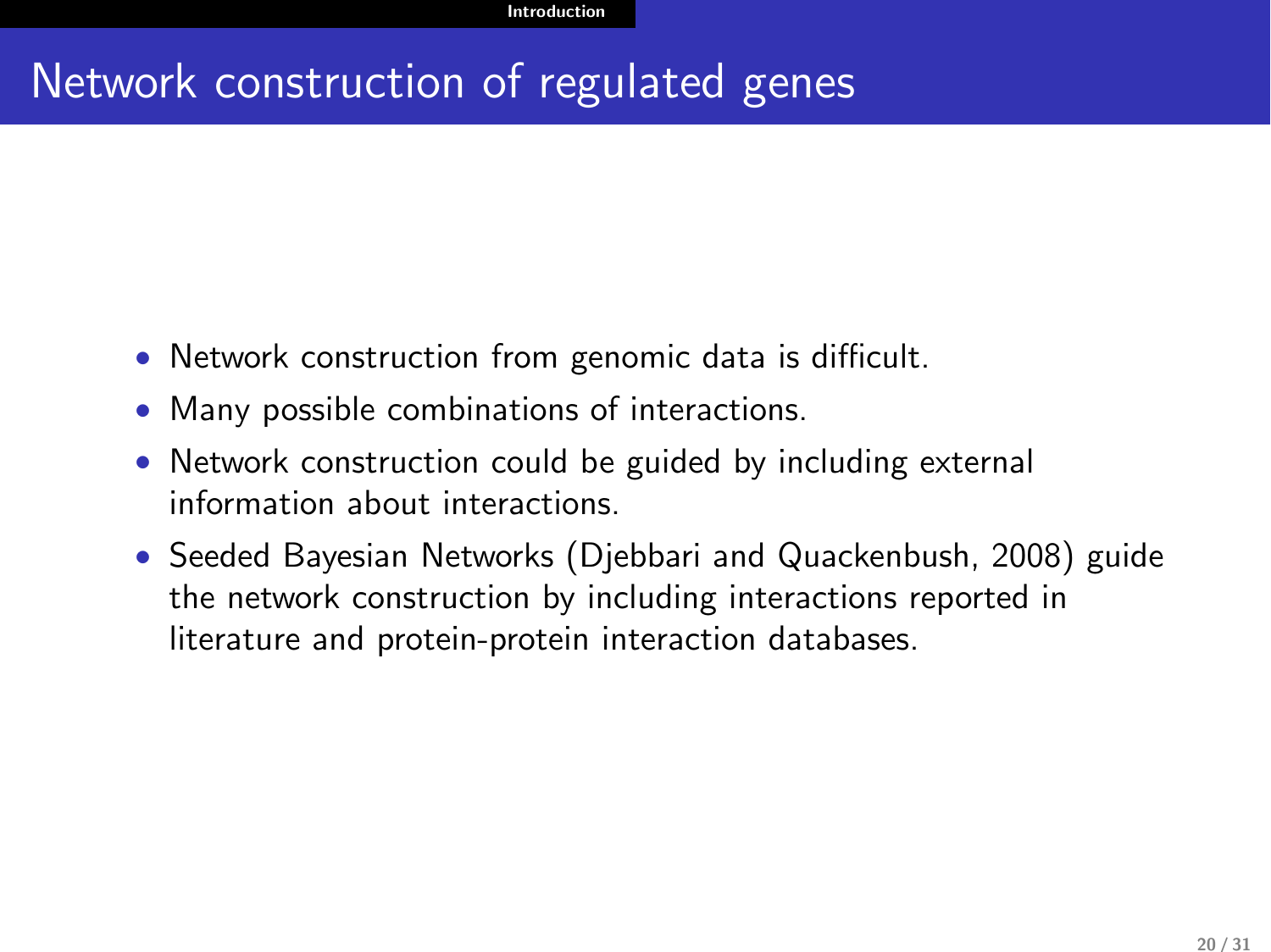# Network construction of regulated genes

- Network construction from genomic data is difficult.
- Many possible combinations of interactions.
- Network construction could be guided by including external information about interactions.
- Seeded Bayesian Networks (Djebbari and Quackenbush, 2008) guide the network construction by including interactions reported in literature and protein-protein interaction databases.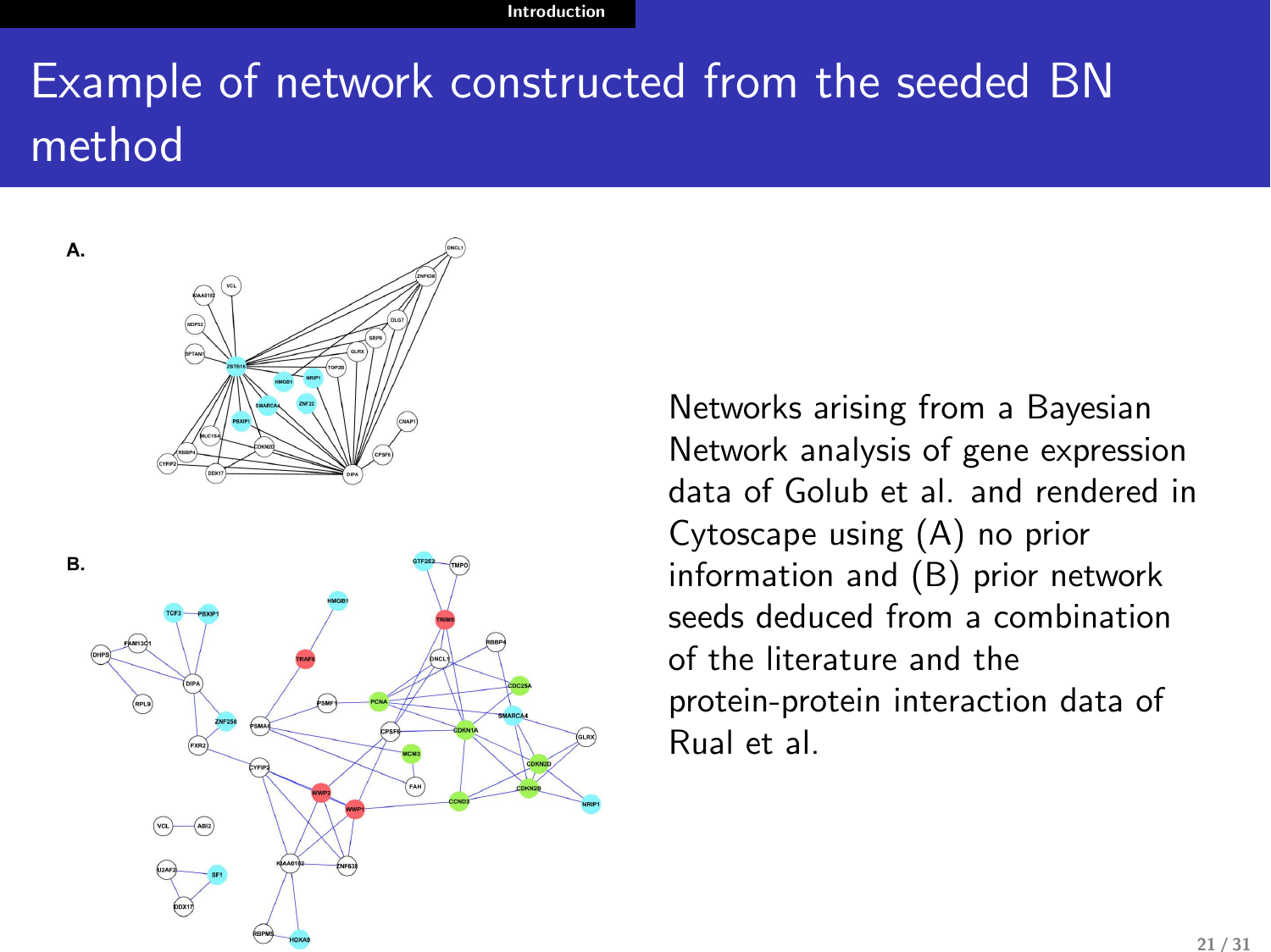# Example of network constructed from the seeded BN method

A.

B.

Networks arising from a Bayesian Network analysis of gene expression data of Golub et al. and rendered in Cytoscape using (A) no prior information and (B) prior network seeds deduced from a combination of the literature and the protein-protein interaction data of Rual et al.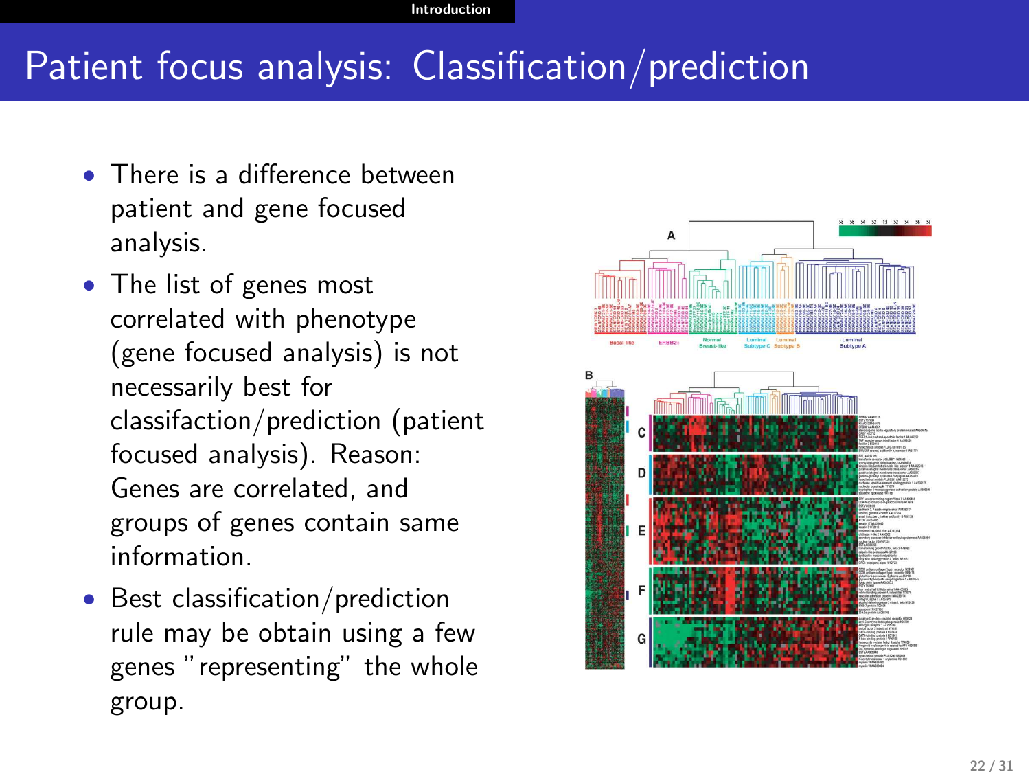# Patient focus analysis: Classification/prediction

- There is a difference between patient and gene focused analysis.
- The list of genes most correlated with phenotype (gene focused analysis) is not necessarily best for classifaction/prediction (patient focused analysis). Reason: Genes are correlated, and groups of genes contain same information.
- Best classification/prediction rule may be obtain using a few genes "representing" the whole group.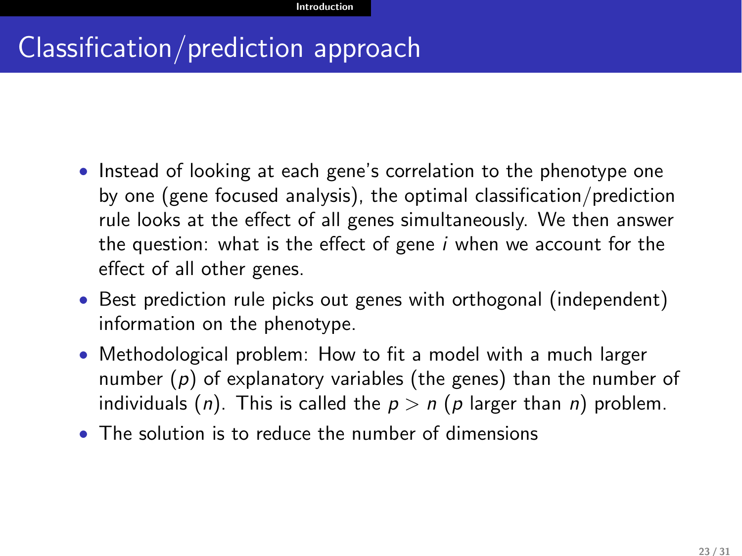# Classification/prediction approach

- Instead of looking at each gene's correlation to the phenotype one by one (gene focused analysis), the optimal classification/prediction rule looks at the effect of all genes simultaneously. We then answer the question: what is the effect of gene $i$ when we account for the effect of all other genes.
- Best prediction rule picks out genes with orthogonal (independent) information on the phenotype.
- Methodological problem: How to fit a model with a much larger number ($p$) of explanatory variables (the genes) than the number of individuals ($n$). This is called the $p > n$ ($p$ larger than $n$) problem.
- The solution is to reduce the number of dimensions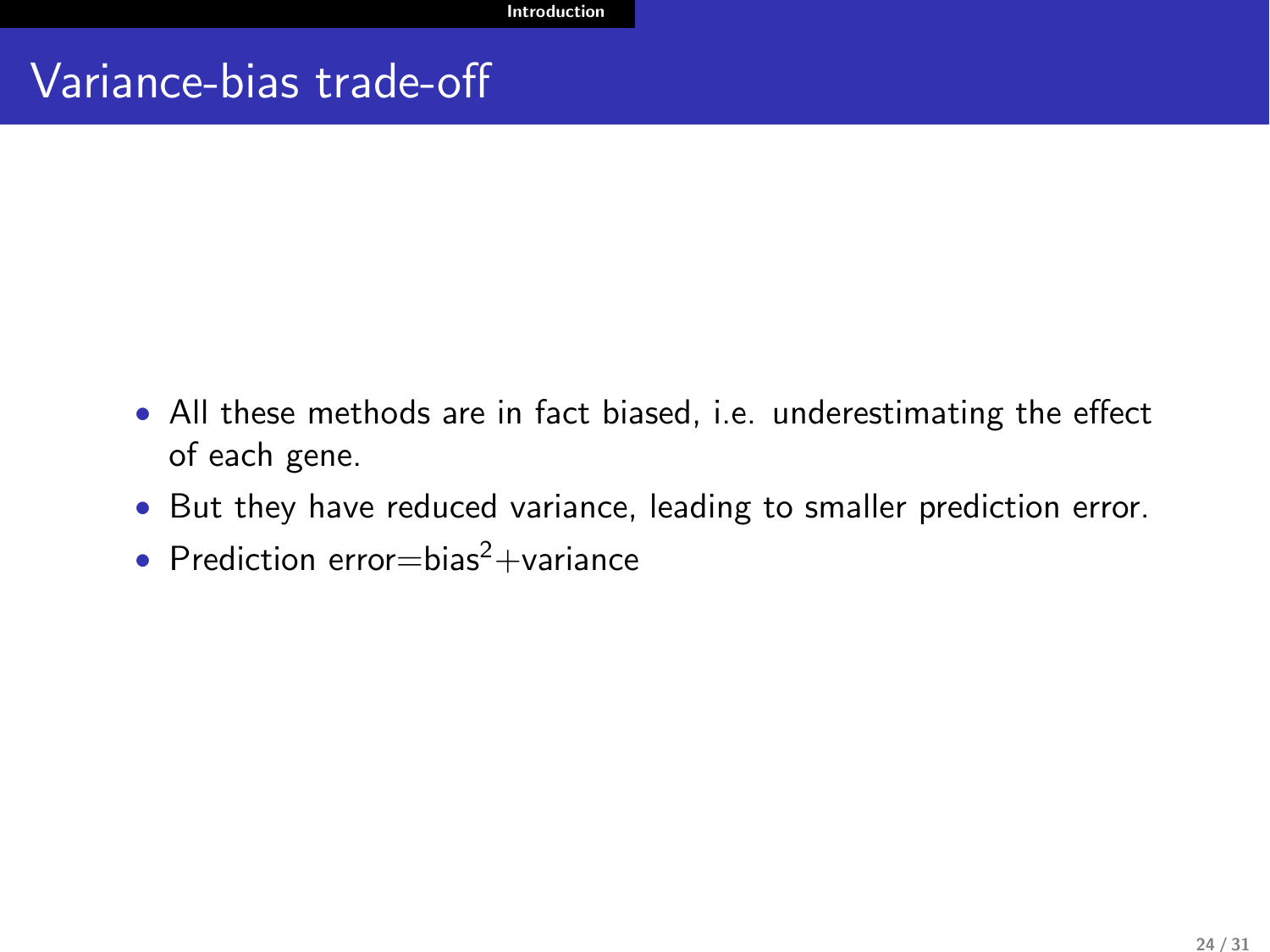# Variance-bias trade-off

- All these methods are in fact biased, i.e. underestimating the effect of each gene.
- But they have reduced variance, leading to smaller prediction error.
- Prediction error=bias$^2$+variance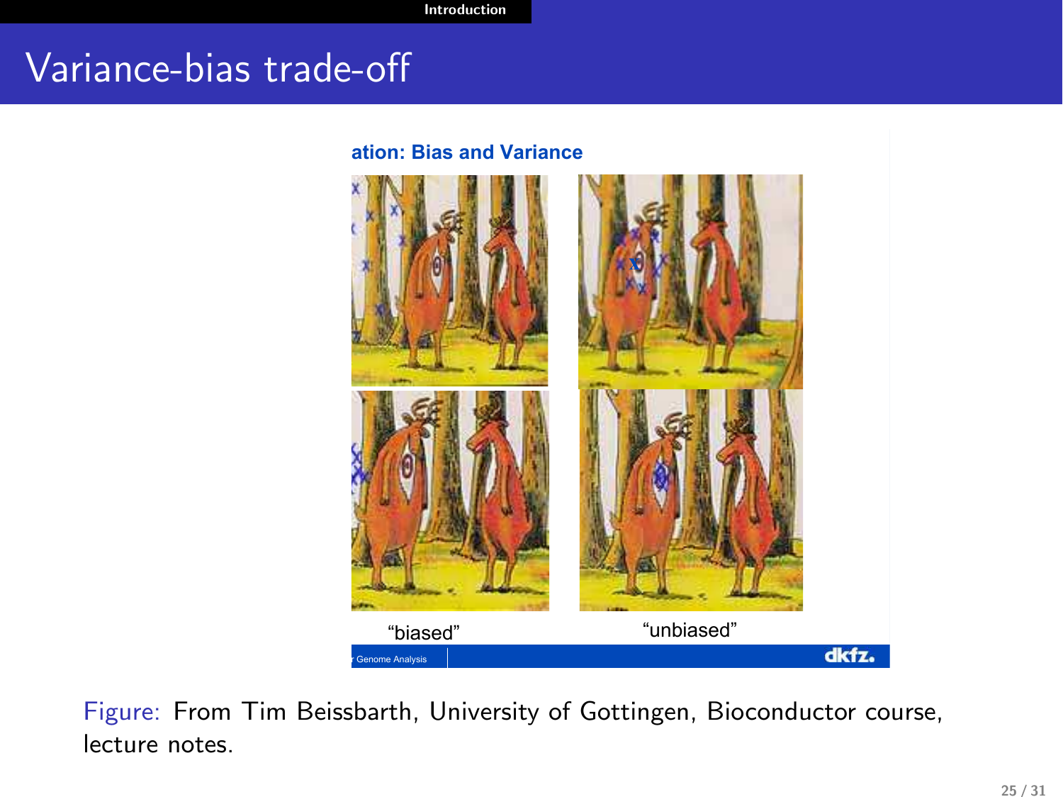# Variance-bias trade-off

ation: Bias and Variance

“biased”

“unbiased”

Figure: From Tim Beissbarth, University of Gottingen, Bioconductor course, lecture notes.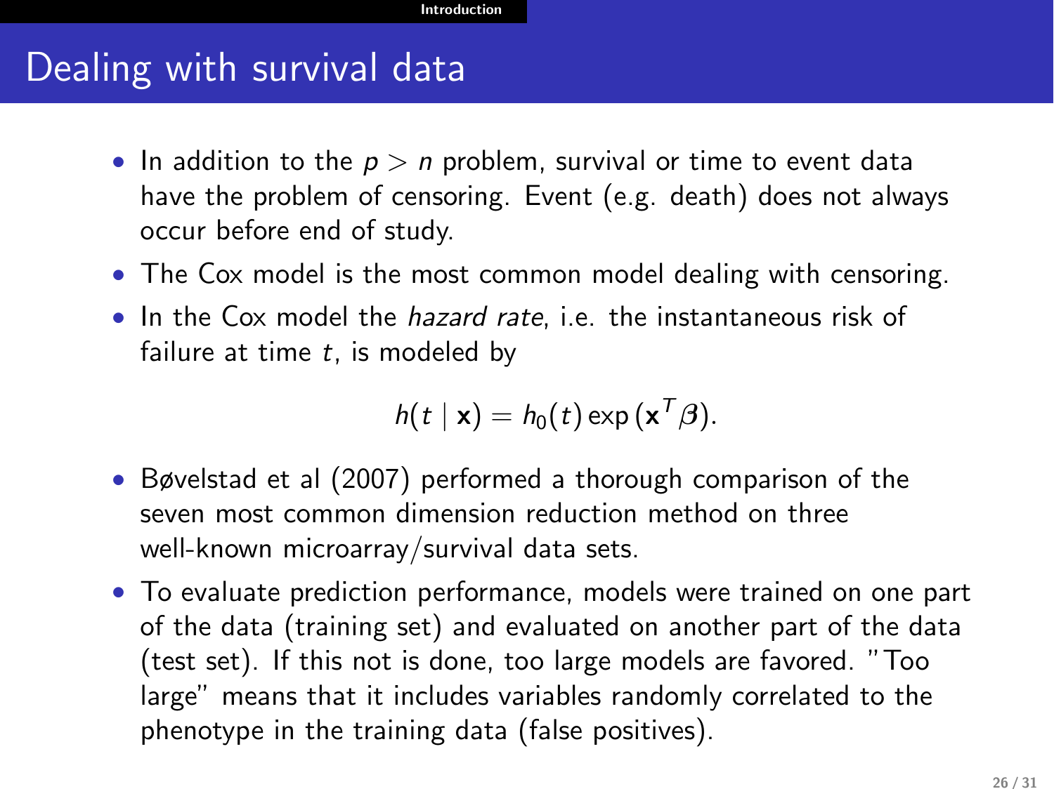# Dealing with survival data

- In addition to the $p > n$ problem, survival or time to event data have the problem of censoring. Event (e.g. death) does not always occur before end of study.
- The Cox model is the most common model dealing with censoring.
- In the Cox model the *hazard rate*, i.e. the instantaneous risk of failure at time $t$, is modeled by

$$h(t \mid \mathbf{x}) = h_0(t) \exp(\mathbf{x}^T \boldsymbol{\beta}).$$

- Bøvelstad et al (2007) performed a thorough comparison of the seven most common dimension reduction method on three well-known microarray/survival data sets.
- To evaluate prediction performance, models were trained on one part of the data (training set) and evaluated on another part of the data (test set). If this not is done, too large models are favored. "Too large" means that it includes variables randomly correlated to the phenotype in the training data (false positives).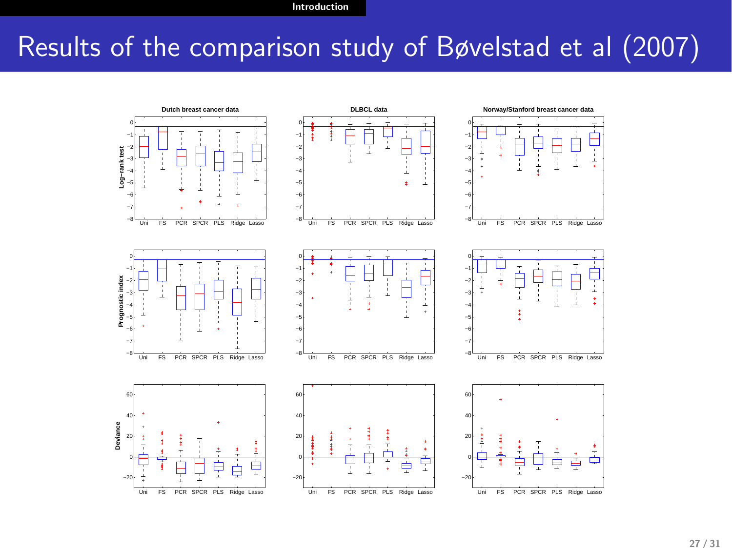# Results of the comparison study of Bøvelstad et al (2007)

Dutch breast cancer data

DLBCL data

Norway/Stanford breast cancer data

Log−rank test

Prognostic index

Deviance

Uni FS PCR SPCR PLS Ridge Lasso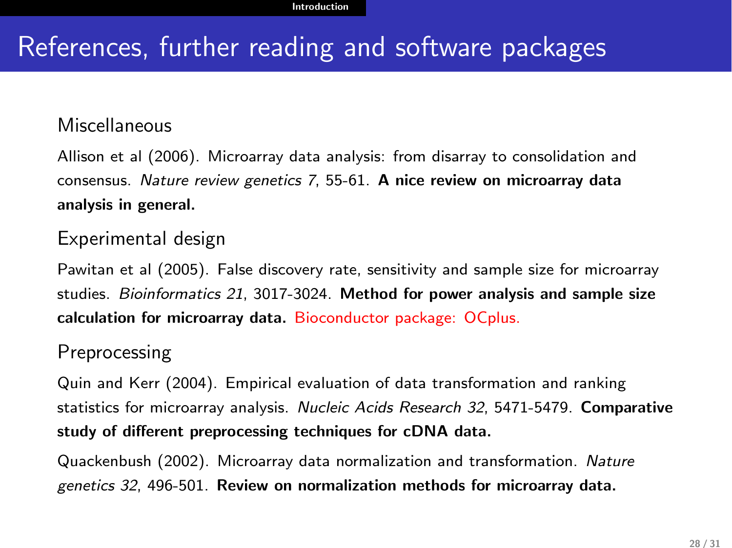# References, further reading and software packages

### Miscellaneous

Allison et al (2006). Microarray data analysis: from disarray to consolidation and consensus. *Nature review genetics 7*, 55-61. **A nice review on microarray data analysis in general.**

### Experimental design

Pawitan et al (2005). False discovery rate, sensitivity and sample size for microarray studies. *Bioinformatics 21*, 3017-3024. **Method for power analysis and sample size calculation for microarray data.** Bioconductor package: OCplus.

### Preprocessing

Quin and Kerr (2004). Empirical evaluation of data transformation and ranking statistics for microarray analysis. *Nucleic Acids Research 32*, 5471-5479. **Comparative study of different preprocessing techniques for cDNA data.**

Quackenbush (2002). Microarray data normalization and transformation. *Nature genetics 32*, 496-501. **Review on normalization methods for microarray data.**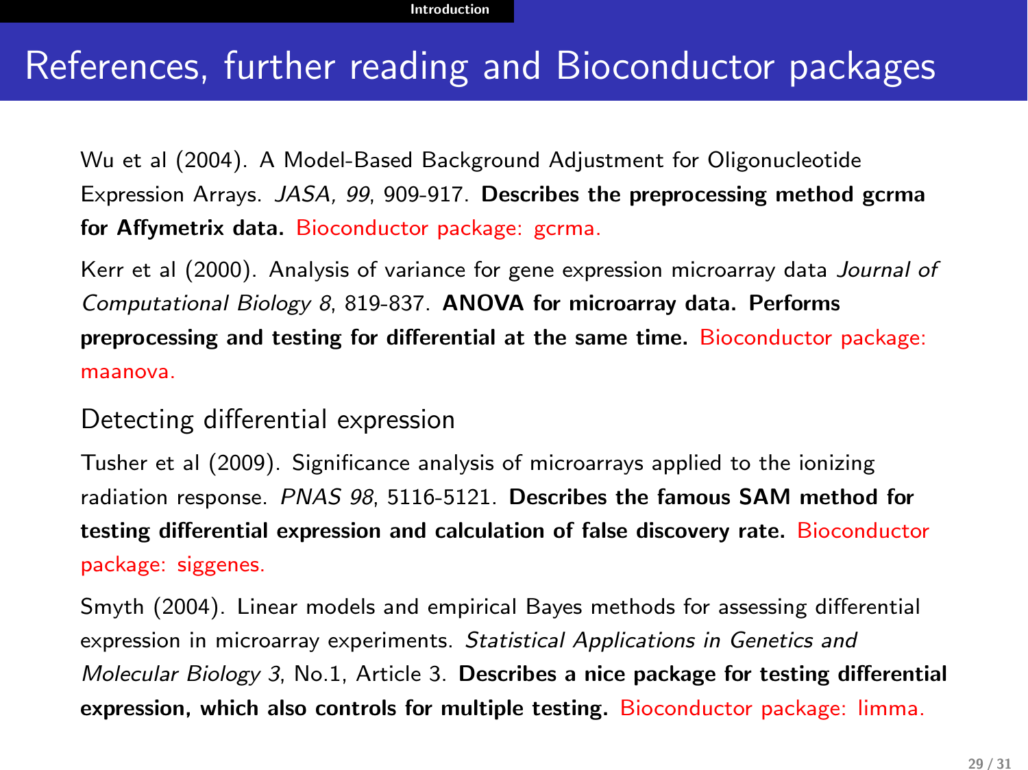# References, further reading and Bioconductor packages

Wu et al (2004). A Model-Based Background Adjustment for Oligonucleotide Expression Arrays. *JASA, 99*, 909-917. **Describes the preprocessing method gcrma for Affymetrix data.** Bioconductor package: gcrma.

Kerr et al (2000). Analysis of variance for gene expression microarray data *Journal of Computational Biology 8*, 819-837. **ANOVA for microarray data. Performs preprocessing and testing for differential at the same time.** Bioconductor package: maanova.

## Detecting differential expression

Tusher et al (2009). Significance analysis of microarrays applied to the ionizing radiation response. *PNAS 98*, 5116-5121. **Describes the famous SAM method for testing differential expression and calculation of false discovery rate.** Bioconductor package: siggenes.

Smyth (2004). Linear models and empirical Bayes methods for assessing differential expression in microarray experiments. *Statistical Applications in Genetics and Molecular Biology 3*, No.1, Article 3. **Describes a nice package for testing differential expression, which also controls for multiple testing.** Bioconductor package: limma.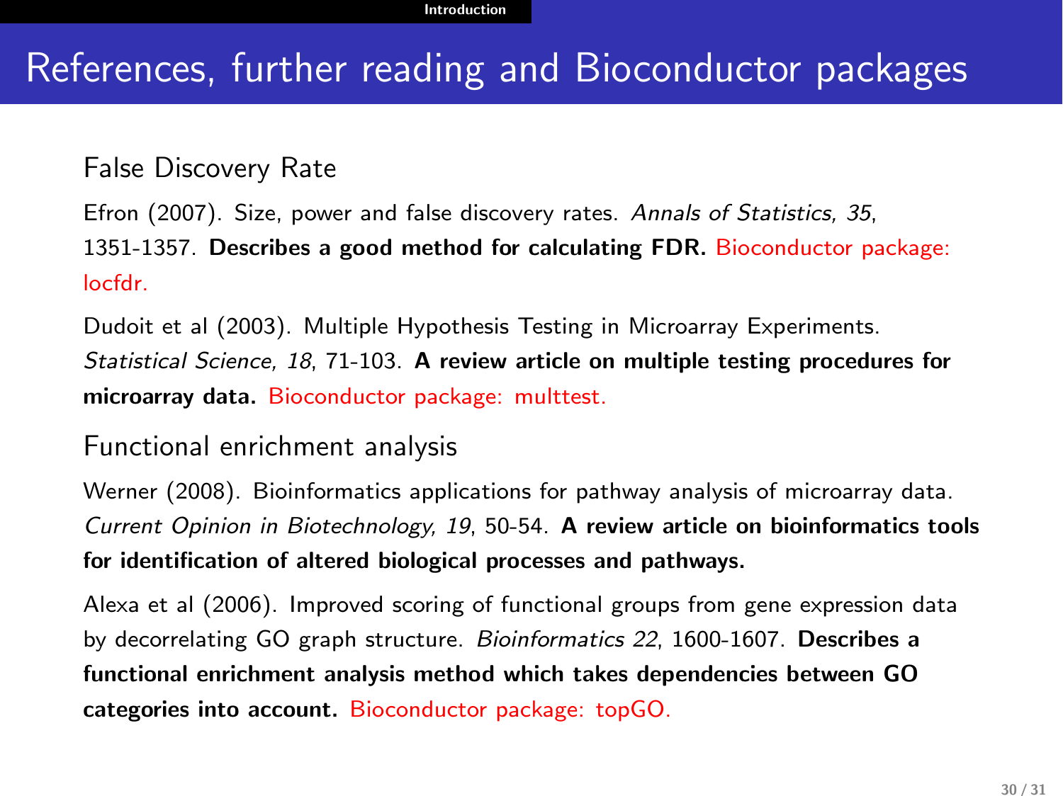# References, further reading and Bioconductor packages

## False Discovery Rate

Efron (2007). Size, power and false discovery rates. *Annals of Statistics, 35*, 1351-1357. **Describes a good method for calculating FDR.** Bioconductor package: locfdr.

Dudoit et al (2003). Multiple Hypothesis Testing in Microarray Experiments. *Statistical Science, 18*, 71-103. **A review article on multiple testing procedures for microarray data.** Bioconductor package: multtest.

## Functional enrichment analysis

Werner (2008). Bioinformatics applications for pathway analysis of microarray data. *Current Opinion in Biotechnology, 19*, 50-54. **A review article on bioinformatics tools for identification of altered biological processes and pathways.**

Alexa et al (2006). Improved scoring of functional groups from gene expression data by decorrelating GO graph structure. *Bioinformatics 22*, 1600-1607. **Describes a functional enrichment analysis method which takes dependencies between GO categories into account.** Bioconductor package: topGO.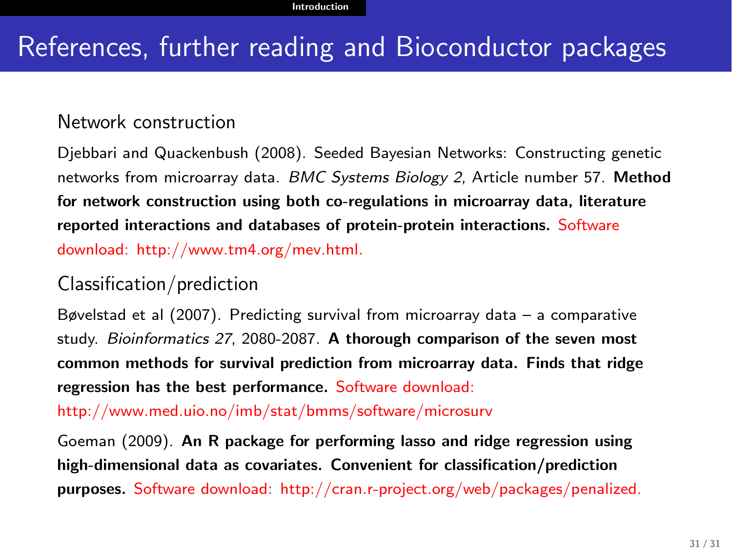# References, further reading and Bioconductor packages

## Network construction

Djebbari and Quackenbush (2008). Seeded Bayesian Networks: Constructing genetic networks from microarray data. *BMC Systems Biology 2*, Article number 57. **Method for network construction using both co-regulations in microarray data, literature reported interactions and databases of protein-protein interactions.** Software download: http://www.tm4.org/mev.html.

## Classification/prediction

Bøvelstad et al (2007). Predicting survival from microarray data – a comparative study. *Bioinformatics 27*, 2080-2087. **A thorough comparison of the seven most common methods for survival prediction from microarray data. Finds that ridge regression has the best performance.** Software download: http://www.med.uio.no/imb/stat/bmms/software/microsurv

Goeman (2009). **An R package for performing lasso and ridge regression using high-dimensional data as covariates. Convenient for classification/prediction purposes.** Software download: http://cran.r-project.org/web/packages/penalized.